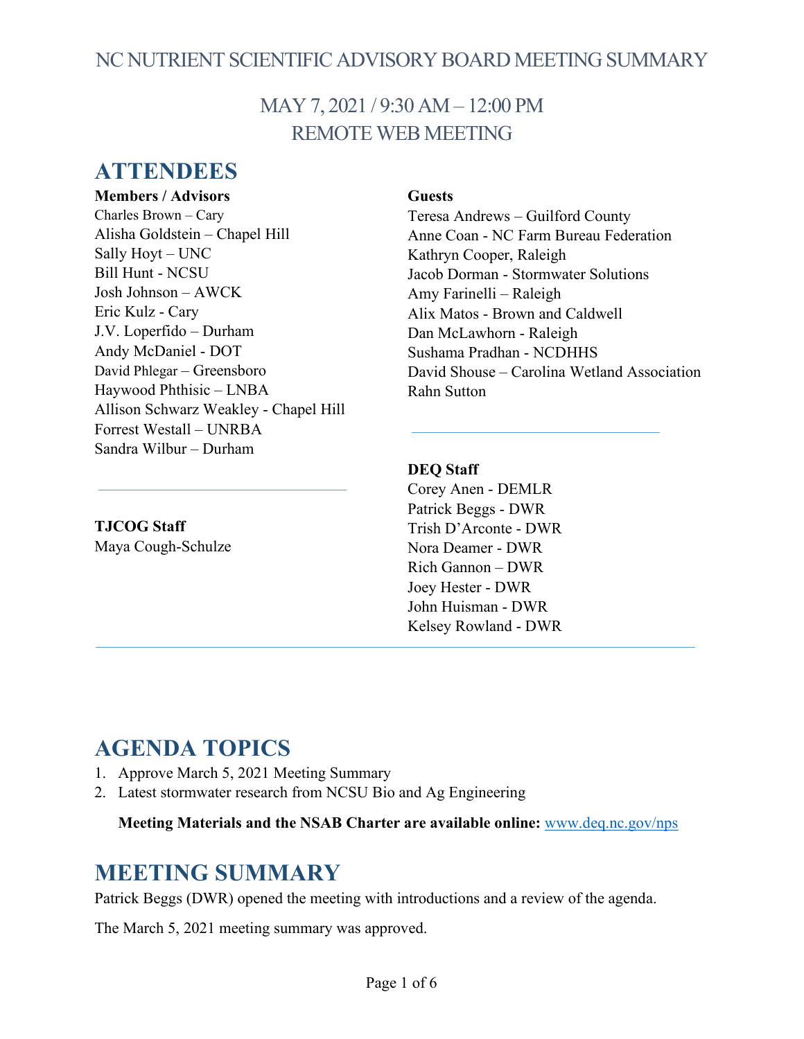# NC NUTRIENT SCIENTIFIC ADVISORY BOARD MEETING SUMMARY

## MAY 7, 2021 / 9:30 AM – 12:00 PM
## REMOTE WEB MEETING

# ATTENDEES

**Members / Advisors**
Charles Brown – Cary
Alisha Goldstein – Chapel Hill
Sally Hoyt – UNC
Bill Hunt - NCSU
Josh Johnson – AWCK
Eric Kulz - Cary
J.V. Loperfido – Durham
Andy McDaniel - DOT
David Phlegar – Greensboro
Haywood Phthisic – LNBA
Allison Schwarz Weakley - Chapel Hill
Forrest Westall – UNRBA
Sandra Wilbur – Durham

**TJCOG Staff**
Maya Cough-Schulze

**Guests**
Teresa Andrews – Guilford County
Anne Coan - NC Farm Bureau Federation
Kathryn Cooper, Raleigh
Jacob Dorman - Stormwater Solutions
Amy Farinelli – Raleigh
Alix Matos - Brown and Caldwell
Dan McLawhorn - Raleigh
Sushama Pradhan - NCDHHS
David Shouse – Carolina Wetland Association
Rahn Sutton

**DEQ Staff**
Corey Anen - DEMLR
Patrick Beggs - DWR
Trish D'Arconte - DWR
Nora Deamer - DWR
Rich Gannon – DWR
Joey Hester - DWR
John Huisman - DWR
Kelsey Rowland - DWR

# AGENDA TOPICS

1. Approve March 5, 2021 Meeting Summary
2. Latest stormwater research from NCSU Bio and Ag Engineering

**Meeting Materials and the NSAB Charter are available online:** www.deq.nc.gov/nps

# MEETING SUMMARY

Patrick Beggs (DWR) opened the meeting with introductions and a review of the agenda.

The March 5, 2021 meeting summary was approved.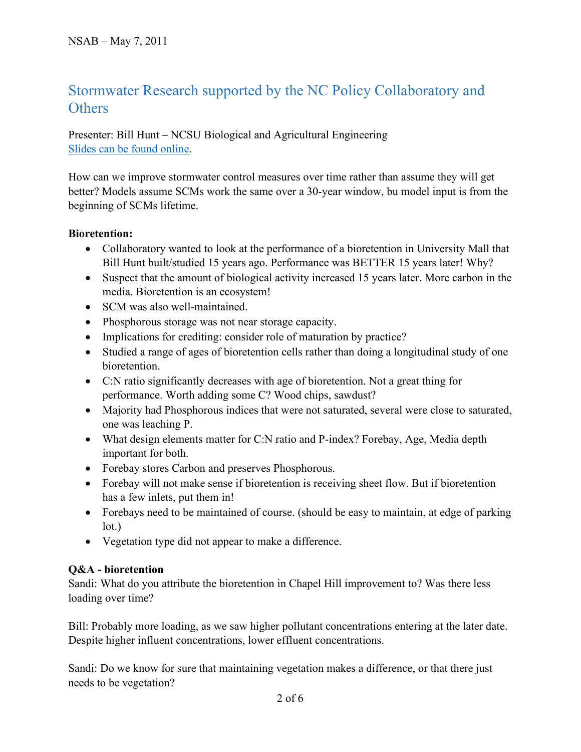## Stormwater Research supported by the NC Policy Collaboratory and Others

Presenter: Bill Hunt – NCSU Biological and Agricultural Engineering
Slides can be found online.

How can we improve stormwater control measures over time rather than assume they will get better? Models assume SCMs work the same over a 30-year window, bu model input is from the beginning of SCMs lifetime.

**Bioretention:**

- Collaboratory wanted to look at the performance of a bioretention in University Mall that Bill Hunt built/studied 15 years ago. Performance was BETTER 15 years later! Why?
- Suspect that the amount of biological activity increased 15 years later. More carbon in the media. Bioretention is an ecosystem!
- SCM was also well-maintained.
- Phosphorous storage was not near storage capacity.
- Implications for crediting: consider role of maturation by practice?
- Studied a range of ages of bioretention cells rather than doing a longitudinal study of one bioretention.
- C:N ratio significantly decreases with age of bioretention. Not a great thing for performance. Worth adding some C? Wood chips, sawdust?
- Majority had Phosphorous indices that were not saturated, several were close to saturated, one was leaching P.
- What design elements matter for C:N ratio and P-index? Forebay, Age, Media depth important for both.
- Forebay stores Carbon and preserves Phosphorous.
- Forebay will not make sense if bioretention is receiving sheet flow. But if bioretention has a few inlets, put them in!
- Forebays need to be maintained of course. (should be easy to maintain, at edge of parking lot.)
- Vegetation type did not appear to make a difference.

**Q&A - bioretention**

Sandi: What do you attribute the bioretention in Chapel Hill improvement to? Was there less loading over time?

Bill: Probably more loading, as we saw higher pollutant concentrations entering at the later date. Despite higher influent concentrations, lower effluent concentrations.

Sandi: Do we know for sure that maintaining vegetation makes a difference, or that there just needs to be vegetation?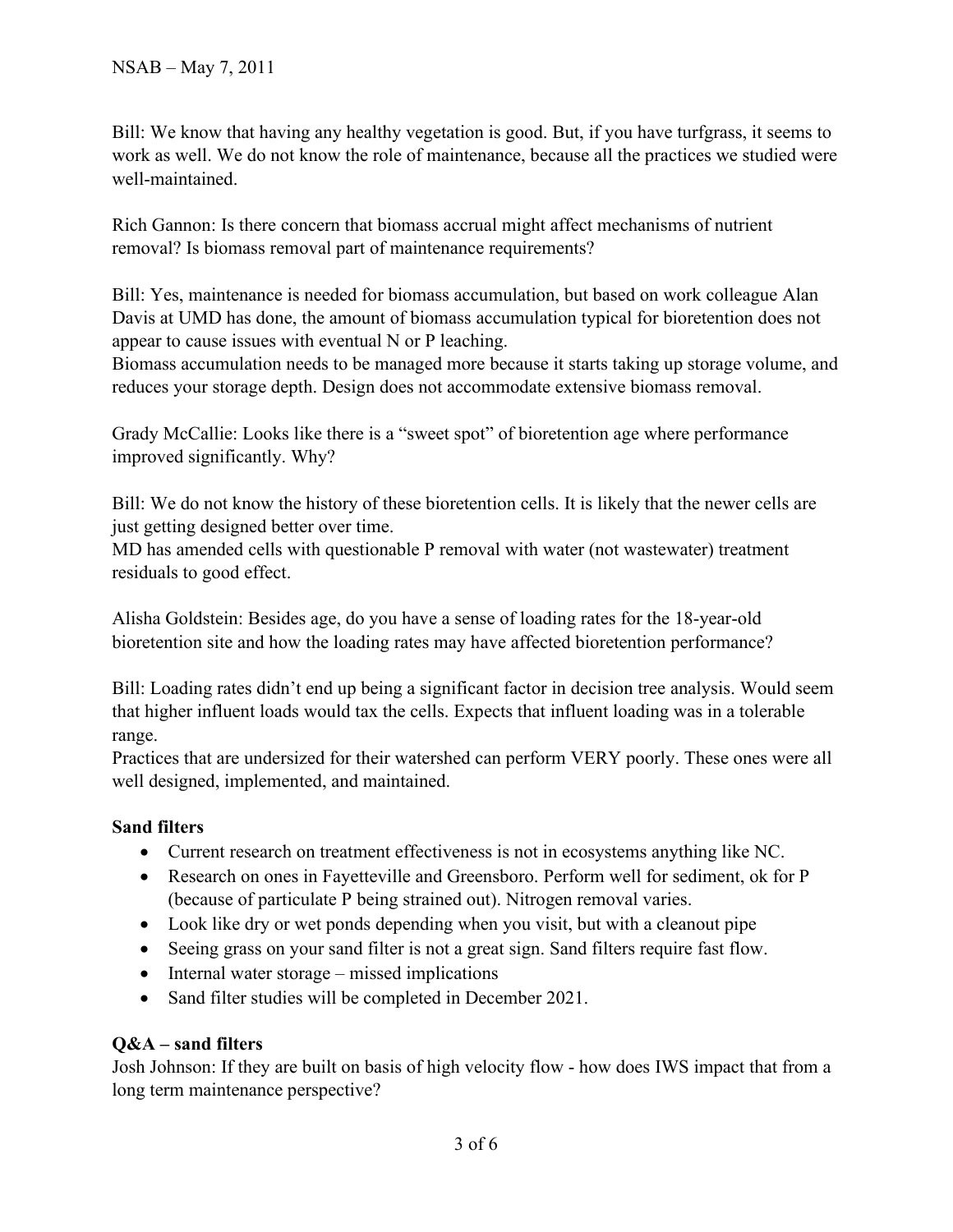Bill: We know that having any healthy vegetation is good. But, if you have turfgrass, it seems to work as well. We do not know the role of maintenance, because all the practices we studied were well-maintained.

Rich Gannon: Is there concern that biomass accrual might affect mechanisms of nutrient removal? Is biomass removal part of maintenance requirements?

Bill: Yes, maintenance is needed for biomass accumulation, but based on work colleague Alan Davis at UMD has done, the amount of biomass accumulation typical for bioretention does not appear to cause issues with eventual N or P leaching.
Biomass accumulation needs to be managed more because it starts taking up storage volume, and reduces your storage depth. Design does not accommodate extensive biomass removal.

Grady McCallie: Looks like there is a "sweet spot" of bioretention age where performance improved significantly. Why?

Bill: We do not know the history of these bioretention cells. It is likely that the newer cells are just getting designed better over time.
MD has amended cells with questionable P removal with water (not wastewater) treatment residuals to good effect.

Alisha Goldstein: Besides age, do you have a sense of loading rates for the 18-year-old bioretention site and how the loading rates may have affected bioretention performance?

Bill: Loading rates didn't end up being a significant factor in decision tree analysis. Would seem that higher influent loads would tax the cells. Expects that influent loading was in a tolerable range.
Practices that are undersized for their watershed can perform VERY poorly. These ones were all well designed, implemented, and maintained.

**Sand filters**

- Current research on treatment effectiveness is not in ecosystems anything like NC.
- Research on ones in Fayetteville and Greensboro. Perform well for sediment, ok for P (because of particulate P being strained out). Nitrogen removal varies.
- Look like dry or wet ponds depending when you visit, but with a cleanout pipe
- Seeing grass on your sand filter is not a great sign. Sand filters require fast flow.
- Internal water storage – missed implications
- Sand filter studies will be completed in December 2021.

**Q&A – sand filters**

Josh Johnson: If they are built on basis of high velocity flow - how does IWS impact that from a long term maintenance perspective?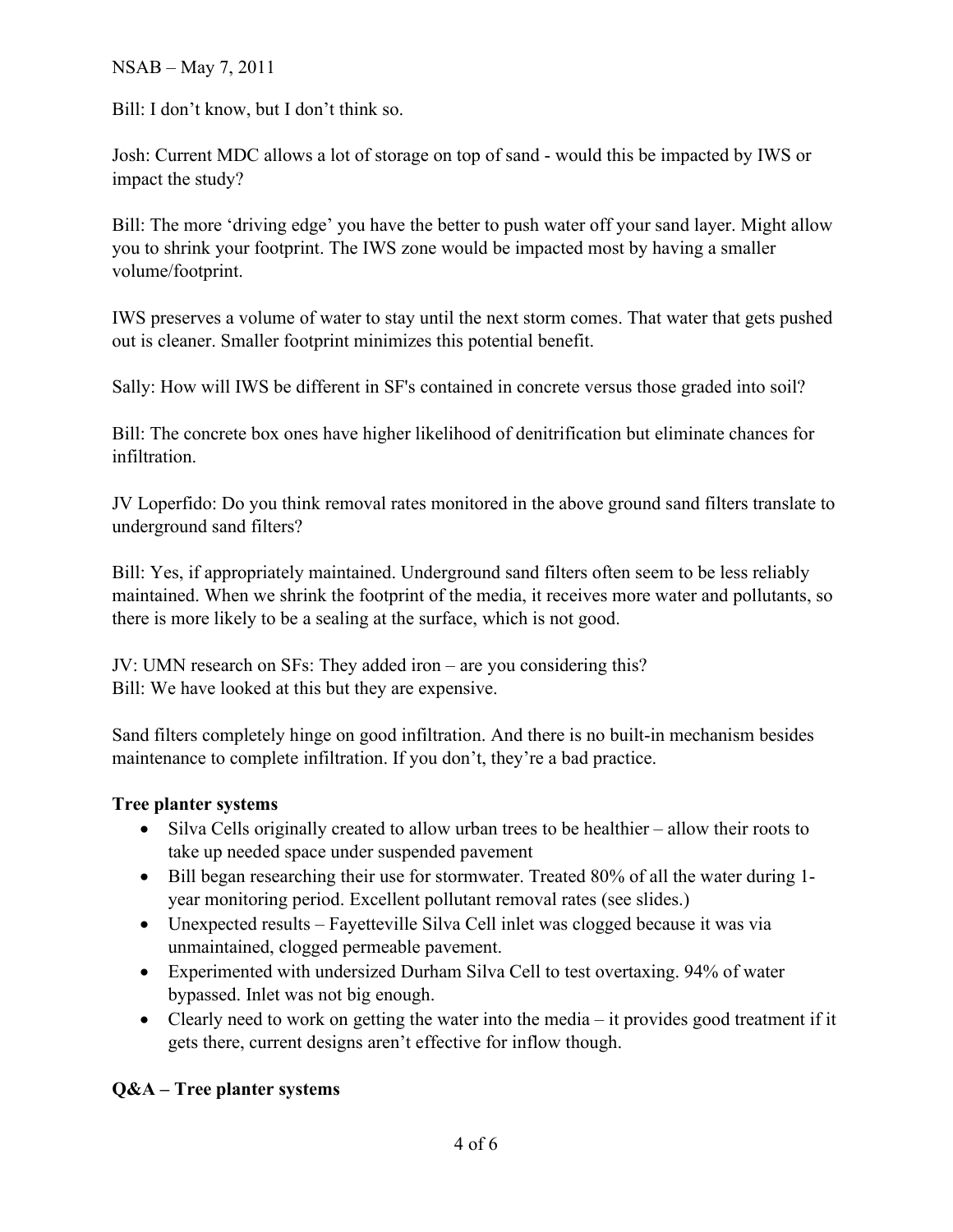Bill: I don't know, but I don't think so.

Josh: Current MDC allows a lot of storage on top of sand - would this be impacted by IWS or impact the study?

Bill: The more 'driving edge' you have the better to push water off your sand layer. Might allow you to shrink your footprint. The IWS zone would be impacted most by having a smaller volume/footprint.

IWS preserves a volume of water to stay until the next storm comes. That water that gets pushed out is cleaner. Smaller footprint minimizes this potential benefit.

Sally: How will IWS be different in SF's contained in concrete versus those graded into soil?

Bill: The concrete box ones have higher likelihood of denitrification but eliminate chances for infiltration.

JV Loperfido: Do you think removal rates monitored in the above ground sand filters translate to underground sand filters?

Bill: Yes, if appropriately maintained. Underground sand filters often seem to be less reliably maintained. When we shrink the footprint of the media, it receives more water and pollutants, so there is more likely to be a sealing at the surface, which is not good.

JV: UMN research on SFs: They added iron – are you considering this?
Bill: We have looked at this but they are expensive.

Sand filters completely hinge on good infiltration. And there is no built-in mechanism besides maintenance to complete infiltration. If you don't, they're a bad practice.

**Tree planter systems**

- Silva Cells originally created to allow urban trees to be healthier – allow their roots to take up needed space under suspended pavement
- Bill began researching their use for stormwater. Treated 80% of all the water during 1-year monitoring period. Excellent pollutant removal rates (see slides.)
- Unexpected results – Fayetteville Silva Cell inlet was clogged because it was via unmaintained, clogged permeable pavement.
- Experimented with undersized Durham Silva Cell to test overtaxing. 94% of water bypassed. Inlet was not big enough.
- Clearly need to work on getting the water into the media – it provides good treatment if it gets there, current designs aren't effective for inflow though.

**Q&A – Tree planter systems**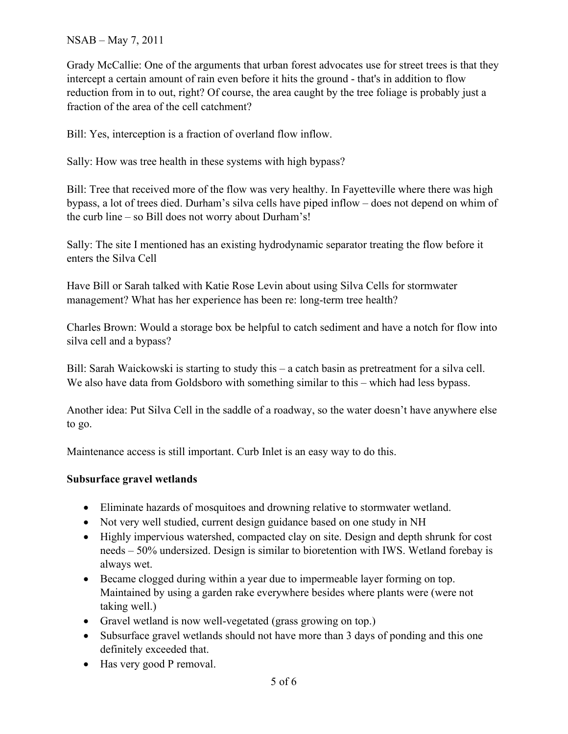Grady McCallie: One of the arguments that urban forest advocates use for street trees is that they intercept a certain amount of rain even before it hits the ground - that's in addition to flow reduction from in to out, right? Of course, the area caught by the tree foliage is probably just a fraction of the area of the cell catchment?

Bill: Yes, interception is a fraction of overland flow inflow.

Sally: How was tree health in these systems with high bypass?

Bill: Tree that received more of the flow was very healthy. In Fayetteville where there was high bypass, a lot of trees died. Durham's silva cells have piped inflow – does not depend on whim of the curb line – so Bill does not worry about Durham's!

Sally: The site I mentioned has an existing hydrodynamic separator treating the flow before it enters the Silva Cell

Have Bill or Sarah talked with Katie Rose Levin about using Silva Cells for stormwater management? What has her experience has been re: long-term tree health?

Charles Brown: Would a storage box be helpful to catch sediment and have a notch for flow into silva cell and a bypass?

Bill: Sarah Waickowski is starting to study this – a catch basin as pretreatment for a silva cell. We also have data from Goldsboro with something similar to this – which had less bypass.

Another idea: Put Silva Cell in the saddle of a roadway, so the water doesn't have anywhere else to go.

Maintenance access is still important. Curb Inlet is an easy way to do this.

**Subsurface gravel wetlands**

- Eliminate hazards of mosquitoes and drowning relative to stormwater wetland.
- Not very well studied, current design guidance based on one study in NH
- Highly impervious watershed, compacted clay on site. Design and depth shrunk for cost needs – 50% undersized. Design is similar to bioretention with IWS. Wetland forebay is always wet.
- Became clogged during within a year due to impermeable layer forming on top. Maintained by using a garden rake everywhere besides where plants were (were not taking well.)
- Gravel wetland is now well-vegetated (grass growing on top.)
- Subsurface gravel wetlands should not have more than 3 days of ponding and this one definitely exceeded that.
- Has very good P removal.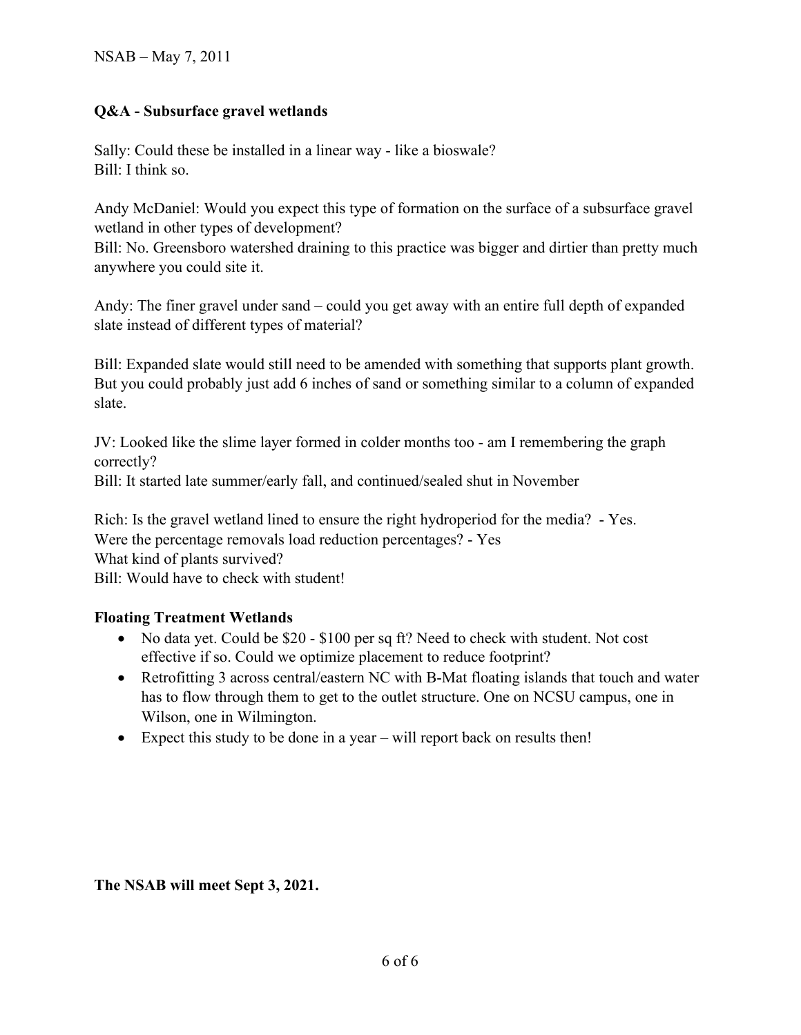### Q&A - Subsurface gravel wetlands

Sally: Could these be installed in a linear way - like a bioswale?
Bill: I think so.

Andy McDaniel: Would you expect this type of formation on the surface of a subsurface gravel wetland in other types of development?
Bill: No. Greensboro watershed draining to this practice was bigger and dirtier than pretty much anywhere you could site it.

Andy: The finer gravel under sand – could you get away with an entire full depth of expanded slate instead of different types of material?

Bill: Expanded slate would still need to be amended with something that supports plant growth. But you could probably just add 6 inches of sand or something similar to a column of expanded slate.

JV: Looked like the slime layer formed in colder months too - am I remembering the graph correctly?
Bill: It started late summer/early fall, and continued/sealed shut in November

Rich: Is the gravel wetland lined to ensure the right hydroperiod for the media? - Yes.
Were the percentage removals load reduction percentages? - Yes
What kind of plants survived?
Bill: Would have to check with student!

### Floating Treatment Wetlands

- No data yet. Could be $20 - $100 per sq ft? Need to check with student. Not cost effective if so. Could we optimize placement to reduce footprint?
- Retrofitting 3 across central/eastern NC with B-Mat floating islands that touch and water has to flow through them to get to the outlet structure. One on NCSU campus, one in Wilson, one in Wilmington.
- Expect this study to be done in a year – will report back on results then!

**The NSAB will meet Sept 3, 2021.**